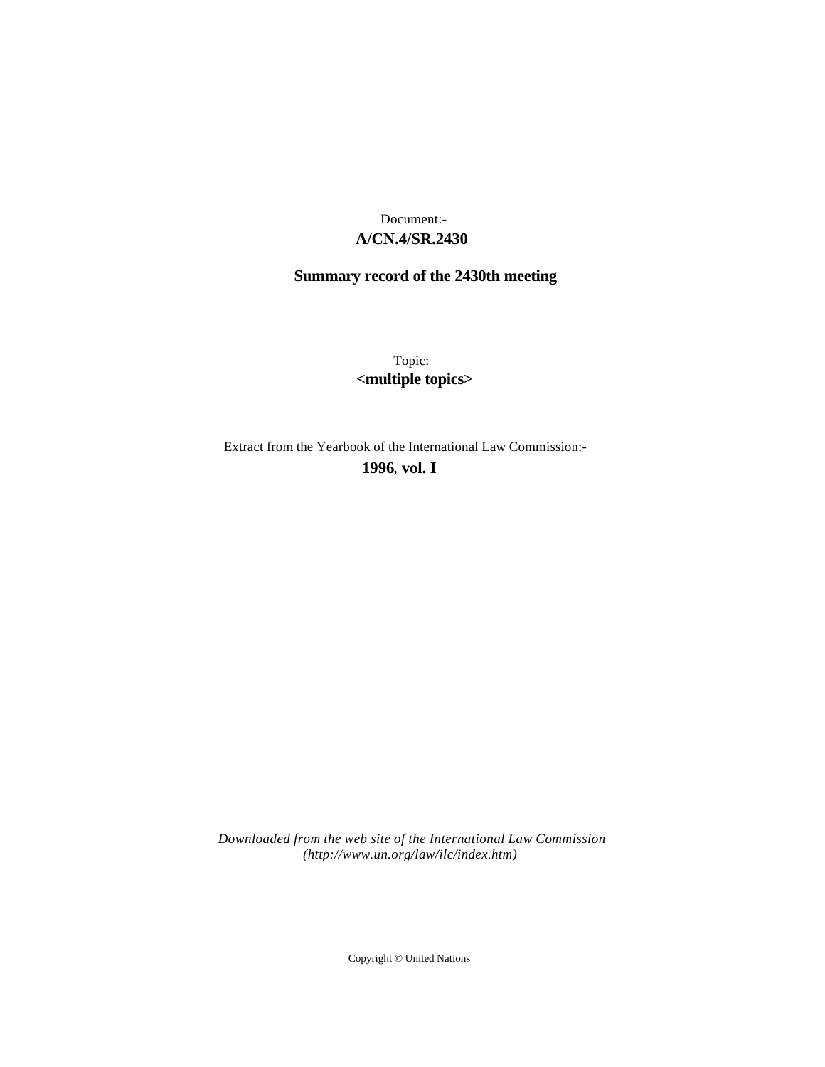Document:-

**A/CN.4/SR.2430**

**Summary record of the 2430th meeting**

Topic:

**<multiple topics>**

Extract from the Yearbook of the International Law Commission:-

**1996, vol. I**

*Downloaded from the web site of the International Law Commission (http://www.un.org/law/ilc/index.htm)*

Copyright © United Nations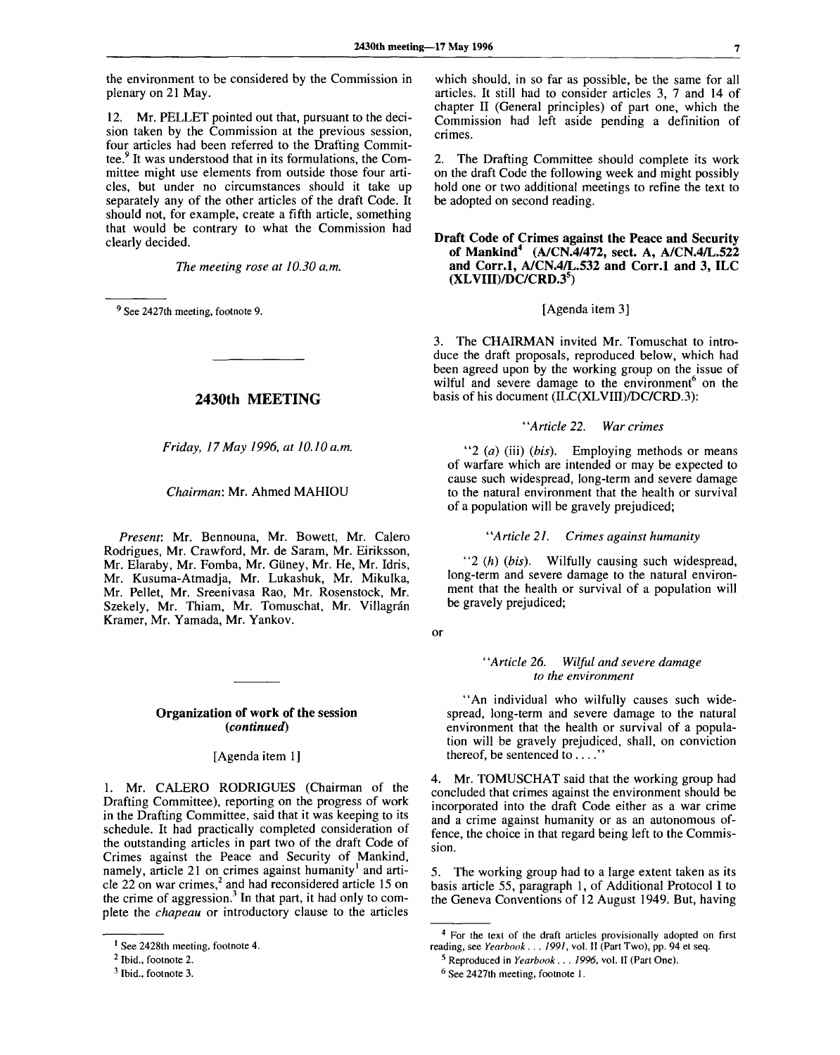the environment to be considered by the Commission in plenary on 21 May.

12. Mr. PELLET pointed out that, pursuant to the decision taken by the Commission at the previous session, four articles had been referred to the Drafting Committee.[9] It was understood that in its formulations, the Committee might use elements from outside those four articles, but under no circumstances should it take up separately any of the other articles of the draft Code. It should not, for example, create a fifth article, something that would be contrary to what the Commission had clearly decided.

*The meeting rose at 10.30 a.m.*

---

[9] See 2427th meeting, footnote 9.

## 2430th MEETING

*Friday, 17 May 1996, at 10.10 a.m.*

*Chairman*: Mr. Ahmed MAHIOU

*Present*: Mr. Bennouna, Mr. Bowett, Mr. Calero Rodrigues, Mr. Crawford, Mr. de Saram, Mr. Eiriksson, Mr. Elaraby, Mr. Fomba, Mr. Güney, Mr. He, Mr. Idris, Mr. Kusuma-Atmadja, Mr. Lukashuk, Mr. Mikulka, Mr. Pellet, Mr. Sreenivasa Rao, Mr. Rosenstock, Mr. Szekely, Mr. Thiam, Mr. Tomuschat, Mr. Villagrán Kramer, Mr. Yamada, Mr. Yankov.

### Organization of work of the session (*continued*)

[Agenda item 1]

1. Mr. CALERO RODRIGUES (Chairman of the Drafting Committee), reporting on the progress of work in the Drafting Committee, said that it was keeping to its schedule. It had practically completed consideration of the outstanding articles in part two of the draft Code of Crimes against the Peace and Security of Mankind, namely, article 21 on crimes against humanity[1] and article 22 on war crimes,[2] and had reconsidered article 15 on the crime of aggression.[3] In that part, it had only to complete the *chapeau* or introductory clause to the articles which should, in so far as possible, be the same for all articles. It still had to consider articles 3, 7 and 14 of chapter II (General principles) of part one, which the Commission had left aside pending a definition of crimes.

2. The Drafting Committee should complete its work on the draft Code the following week and might possibly hold one or two additional meetings to refine the text to be adopted on second reading.

### Draft Code of Crimes against the Peace and Security of Mankind[4] (A/CN.4/472, sect. A, A/CN.4/L.522 and Corr.1, A/CN.4/L.532 and Corr.1 and 3, ILC (XLVIII)/DC/CRD.3[5])

[Agenda item 3]

3. The CHAIRMAN invited Mr. Tomuschat to introduce the draft proposals, reproduced below, which had been agreed upon by the working group on the issue of wilful and severe damage to the environment[6] on the basis of his document (ILC(XLVIII)/DC/CRD.3):

"*Article 22. War crimes*

"2 (*a*) (iii) (*bis*). Employing methods or means of warfare which are intended or may be expected to cause such widespread, long-term and severe damage to the natural environment that the health or survival of a population will be gravely prejudiced;

"*Article 21. Crimes against humanity*

"2 (*h*) (*bis*). Wilfully causing such widespread, long-term and severe damage to the natural environment that the health or survival of a population will be gravely prejudiced;

or

"*Article 26. Wilful and severe damage to the environment*

"An individual who wilfully causes such widespread, long-term and severe damage to the natural environment that the health or survival of a population will be gravely prejudiced, shall, on conviction thereof, be sentenced to . . . ."

4. Mr. TOMUSCHAT said that the working group had concluded that crimes against the environment should be incorporated into the draft Code either as a war crime and a crime against humanity or as an autonomous offence, the choice in that regard being left to the Commission.

5. The working group had to a large extent taken as its basis article 55, paragraph 1, of Additional Protocol I to the Geneva Conventions of 12 August 1949. But, having

---

[1] See 2428th meeting, footnote 4.

[2] Ibid., footnote 2.

[3] Ibid., footnote 3.

[4] For the text of the draft articles provisionally adopted on first reading, see *Yearbook . . . 1991*, vol. II (Part Two), pp. 94 et seq.

[5] Reproduced in *Yearbook . . . 1996*, vol. II (Part One).

[6] See 2427th meeting, footnote 1.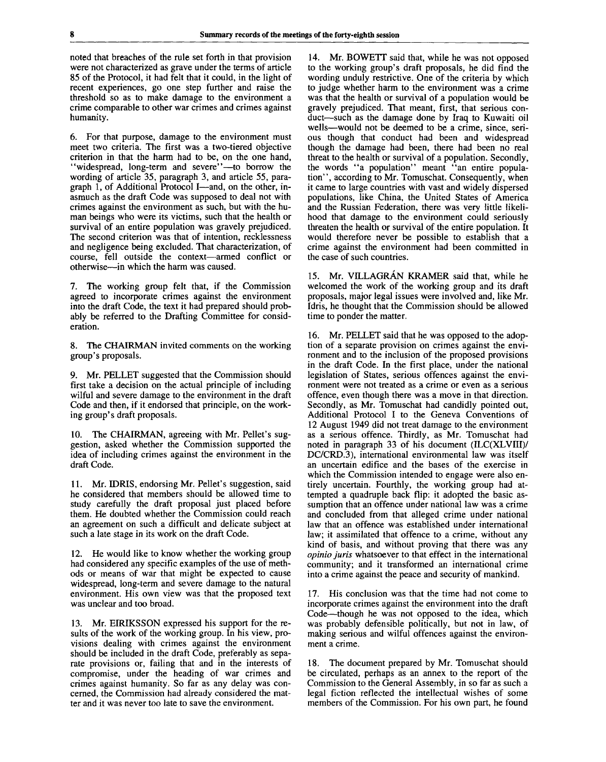noted that breaches of the rule set forth in that provision were not characterized as grave under the terms of article 85 of the Protocol, it had felt that it could, in the light of recent experiences, go one step further and raise the threshold so as to make damage to the environment a crime comparable to other war crimes and crimes against humanity.

6. For that purpose, damage to the environment must meet two criteria. The first was a two-tiered objective criterion in that the harm had to be, on the one hand, "widespread, long-term and severe"—to borrow the wording of article 35, paragraph 3, and article 55, paragraph 1, of Additional Protocol I—and, on the other, inasmuch as the draft Code was supposed to deal not with crimes against the environment as such, but with the human beings who were its victims, such that the health or survival of an entire population was gravely prejudiced. The second criterion was that of intention, recklessness and negligence being excluded. That characterization, of course, fell outside the context—armed conflict or otherwise—in which the harm was caused.

7. The working group felt that, if the Commission agreed to incorporate crimes against the environment into the draft Code, the text it had prepared should probably be referred to the Drafting Committee for consideration.

8. The CHAIRMAN invited comments on the working group's proposals.

9. Mr. PELLET suggested that the Commission should first take a decision on the actual principle of including wilful and severe damage to the environment in the draft Code and then, if it endorsed that principle, on the working group's draft proposals.

10. The CHAIRMAN, agreeing with Mr. Pellet's suggestion, asked whether the Commission supported the idea of including crimes against the environment in the draft Code.

11. Mr. IDRIS, endorsing Mr. Pellet's suggestion, said he considered that members should be allowed time to study carefully the draft proposal just placed before them. He doubted whether the Commission could reach an agreement on such a difficult and delicate subject at such a late stage in its work on the draft Code.

12. He would like to know whether the working group had considered any specific examples of the use of methods or means of war that might be expected to cause widespread, long-term and severe damage to the natural environment. His own view was that the proposed text was unclear and too broad.

13. Mr. EIRIKSSON expressed his support for the results of the work of the working group. In his view, provisions dealing with crimes against the environment should be included in the draft Code, preferably as separate provisions or, failing that and in the interests of compromise, under the heading of war crimes and crimes against humanity. So far as any delay was concerned, the Commission had already considered the matter and it was never too late to save the environment.

14. Mr. BOWETT said that, while he was not opposed to the working group's draft proposals, he did find the wording unduly restrictive. One of the criteria by which to judge whether harm to the environment was a crime was that the health or survival of a population would be gravely prejudiced. That meant, first, that serious conduct—such as the damage done by Iraq to Kuwaiti oil wells—would not be deemed to be a crime, since, serious though that conduct had been and widespread though the damage had been, there had been no real threat to the health or survival of a population. Secondly, the words "a population" meant "an entire population", according to Mr. Tomuschat. Consequently, when it came to large countries with vast and widely dispersed populations, like China, the United States of America and the Russian Federation, there was very little likelihood that damage to the environment could seriously threaten the health or survival of the entire population. It would therefore never be possible to establish that a crime against the environment had been committed in the case of such countries.

15. Mr. VILLAGRÁN KRAMER said that, while he welcomed the work of the working group and its draft proposals, major legal issues were involved and, like Mr. Idris, he thought that the Commission should be allowed time to ponder the matter.

16. Mr. PELLET said that he was opposed to the adoption of a separate provision on crimes against the environment and to the inclusion of the proposed provisions in the draft Code. In the first place, under the national legislation of States, serious offences against the environment were not treated as a crime or even as a serious offence, even though there was a move in that direction. Secondly, as Mr. Tomuschat had candidly pointed out, Additional Protocol I to the Geneva Conventions of 12 August 1949 did not treat damage to the environment as a serious offence. Thirdly, as Mr. Tomuschat had noted in paragraph 33 of his document (ILC(XLVIII)/DC/CRD.3), international environmental law was itself an uncertain edifice and the bases of the exercise in which the Commission intended to engage were also entirely uncertain. Fourthly, the working group had attempted a quadruple back flip: it adopted the basic assumption that an offence under national law was a crime and concluded from that alleged crime under national law that an offence was established under international law; it assimilated that offence to a crime, without any kind of basis, and without proving that there was any *opinio juris* whatsoever to that effect in the international community; and it transformed an international crime into a crime against the peace and security of mankind.

17. His conclusion was that the time had not come to incorporate crimes against the environment into the draft Code—though he was not opposed to the idea, which was probably defensible politically, but not in law, of making serious and wilful offences against the environment a crime.

18. The document prepared by Mr. Tomuschat should be circulated, perhaps as an annex to the report of the Commission to the General Assembly, in so far as such a legal fiction reflected the intellectual wishes of some members of the Commission. For his own part, he found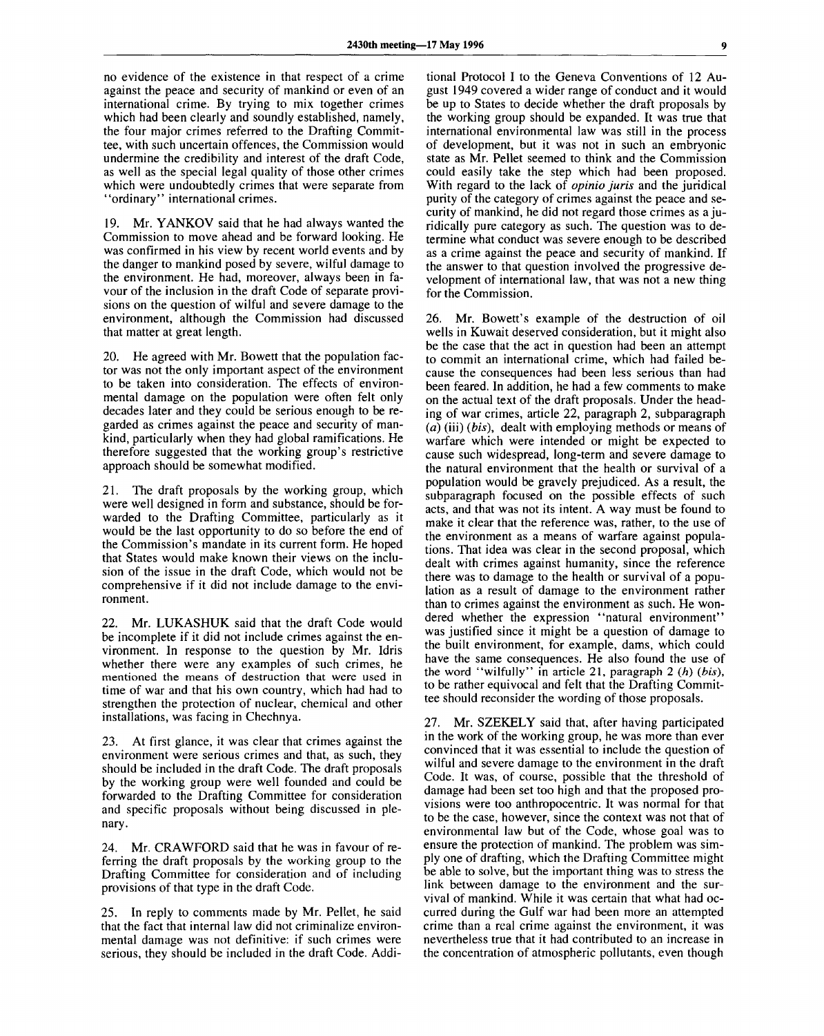no evidence of the existence in that respect of a crime against the peace and security of mankind or even of an international crime. By trying to mix together crimes which had been clearly and soundly established, namely, the four major crimes referred to the Drafting Committee, with such uncertain offences, the Commission would undermine the credibility and interest of the draft Code, as well as the special legal quality of those other crimes which were undoubtedly crimes that were separate from "ordinary" international crimes.

19. Mr. YANKOV said that he had always wanted the Commission to move ahead and be forward looking. He was confirmed in his view by recent world events and by the danger to mankind posed by severe, wilful damage to the environment. He had, moreover, always been in favour of the inclusion in the draft Code of separate provisions on the question of wilful and severe damage to the environment, although the Commission had discussed that matter at great length.

20. He agreed with Mr. Bowett that the population factor was not the only important aspect of the environment to be taken into consideration. The effects of environmental damage on the population were often felt only decades later and they could be serious enough to be regarded as crimes against the peace and security of mankind, particularly when they had global ramifications. He therefore suggested that the working group's restrictive approach should be somewhat modified.

21. The draft proposals by the working group, which were well designed in form and substance, should be forwarded to the Drafting Committee, particularly as it would be the last opportunity to do so before the end of the Commission's mandate in its current form. He hoped that States would make known their views on the inclusion of the issue in the draft Code, which would not be comprehensive if it did not include damage to the environment.

22. Mr. LUKASHUK said that the draft Code would be incomplete if it did not include crimes against the environment. In response to the question by Mr. Idris whether there were any examples of such crimes, he mentioned the means of destruction that were used in time of war and that his own country, which had had to strengthen the protection of nuclear, chemical and other installations, was facing in Chechnya.

23. At first glance, it was clear that crimes against the environment were serious crimes and that, as such, they should be included in the draft Code. The draft proposals by the working group were well founded and could be forwarded to the Drafting Committee for consideration and specific proposals without being discussed in plenary.

24. Mr. CRAWFORD said that he was in favour of referring the draft proposals by the working group to the Drafting Committee for consideration and of including provisions of that type in the draft Code.

25. In reply to comments made by Mr. Pellet, he said that the fact that internal law did not criminalize environmental damage was not definitive: if such crimes were serious, they should be included in the draft Code. Additional Protocol I to the Geneva Conventions of 12 August 1949 covered a wider range of conduct and it would be up to States to decide whether the draft proposals by the working group should be expanded. It was true that international environmental law was still in the process of development, but it was not in such an embryonic state as Mr. Pellet seemed to think and the Commission could easily take the step which had been proposed. With regard to the lack of *opinio juris* and the juridical purity of the category of crimes against the peace and security of mankind, he did not regard those crimes as a juridically pure category as such. The question was to determine what conduct was severe enough to be described as a crime against the peace and security of mankind. If the answer to that question involved the progressive development of international law, that was not a new thing for the Commission.

26. Mr. Bowett's example of the destruction of oil wells in Kuwait deserved consideration, but it might also be the case that the act in question had been an attempt to commit an international crime, which had failed because the consequences had been less serious than had been feared. In addition, he had a few comments to make on the actual text of the draft proposals. Under the heading of war crimes, article 22, paragraph 2, subparagraph (*a*) (iii) (*bis*), dealt with employing methods or means of warfare which were intended or might be expected to cause such widespread, long-term and severe damage to the natural environment that the health or survival of a population would be gravely prejudiced. As a result, the subparagraph focused on the possible effects of such acts, and that was not its intent. A way must be found to make it clear that the reference was, rather, to the use of the environment as a means of warfare against populations. That idea was clear in the second proposal, which dealt with crimes against humanity, since the reference there was to damage to the health or survival of a population as a result of damage to the environment rather than to crimes against the environment as such. He wondered whether the expression "natural environment" was justified since it might be a question of damage to the built environment, for example, dams, which could have the same consequences. He also found the use of the word "wilfully" in article 21, paragraph 2 (*h*) (*bis*), to be rather equivocal and felt that the Drafting Committee should reconsider the wording of those proposals.

27. Mr. SZEKELY said that, after having participated in the work of the working group, he was more than ever convinced that it was essential to include the question of wilful and severe damage to the environment in the draft Code. It was, of course, possible that the threshold of damage had been set too high and that the proposed provisions were too anthropocentric. It was normal for that to be the case, however, since the context was not that of environmental law but of the Code, whose goal was to ensure the protection of mankind. The problem was simply one of drafting, which the Drafting Committee might be able to solve, but the important thing was to stress the link between damage to the environment and the survival of mankind. While it was certain that what had occurred during the Gulf war had been more an attempted crime than a real crime against the environment, it was nevertheless true that it had contributed to an increase in the concentration of atmospheric pollutants, even though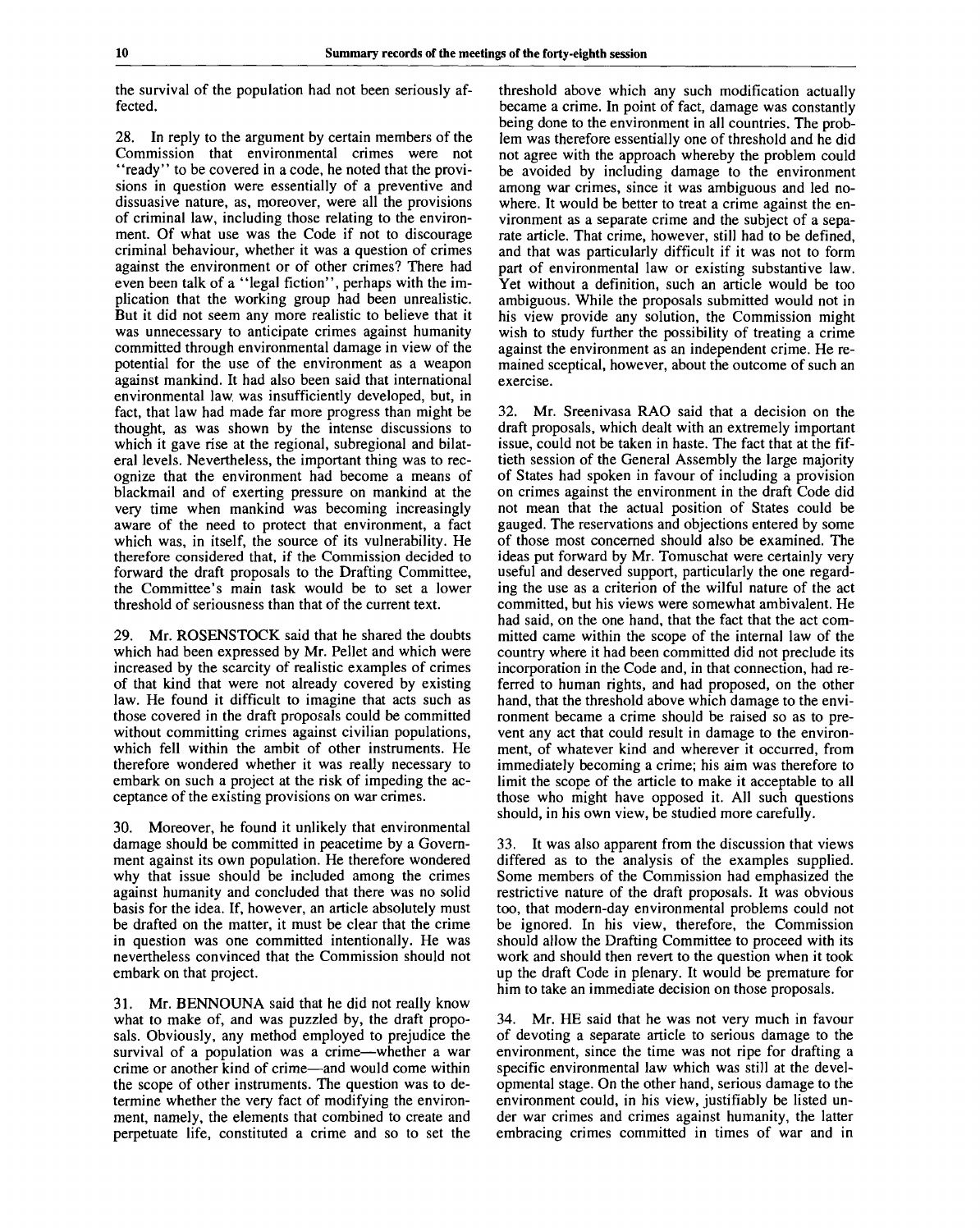the survival of the population had not been seriously affected.

28. In reply to the argument by certain members of the Commission that environmental crimes were not "ready" to be covered in a code, he noted that the provisions in question were essentially of a preventive and dissuasive nature, as, moreover, were all the provisions of criminal law, including those relating to the environment. Of what use was the Code if not to discourage criminal behaviour, whether it was a question of crimes against the environment or of other crimes? There had even been talk of a "legal fiction", perhaps with the implication that the working group had been unrealistic. But it did not seem any more realistic to believe that it was unnecessary to anticipate crimes against humanity committed through environmental damage in view of the potential for the use of the environment as a weapon against mankind. It had also been said that international environmental law was insufficiently developed, but, in fact, that law had made far more progress than might be thought, as was shown by the intense discussions to which it gave rise at the regional, subregional and bilateral levels. Nevertheless, the important thing was to recognize that the environment had become a means of blackmail and of exerting pressure on mankind at the very time when mankind was becoming increasingly aware of the need to protect that environment, a fact which was, in itself, the source of its vulnerability. He therefore considered that, if the Commission decided to forward the draft proposals to the Drafting Committee, the Committee's main task would be to set a lower threshold of seriousness than that of the current text.

29. Mr. ROSENSTOCK said that he shared the doubts which had been expressed by Mr. Pellet and which were increased by the scarcity of realistic examples of crimes of that kind that were not already covered by existing law. He found it difficult to imagine that acts such as those covered in the draft proposals could be committed without committing crimes against civilian populations, which fell within the ambit of other instruments. He therefore wondered whether it was really necessary to embark on such a project at the risk of impeding the acceptance of the existing provisions on war crimes.

30. Moreover, he found it unlikely that environmental damage should be committed in peacetime by a Government against its own population. He therefore wondered why that issue should be included among the crimes against humanity and concluded that there was no solid basis for the idea. If, however, an article absolutely must be drafted on the matter, it must be clear that the crime in question was one committed intentionally. He was nevertheless convinced that the Commission should not embark on that project.

31. Mr. BENNOUNA said that he did not really know what to make of, and was puzzled by, the draft proposals. Obviously, any method employed to prejudice the survival of a population was a crime—whether a war crime or another kind of crime—and would come within the scope of other instruments. The question was to determine whether the very fact of modifying the environment, namely, the elements that combined to create and perpetuate life, constituted a crime and so to set the threshold above which any such modification actually became a crime. In point of fact, damage was constantly being done to the environment in all countries. The problem was therefore essentially one of threshold and he did not agree with the approach whereby the problem could be avoided by including damage to the environment among war crimes, since it was ambiguous and led nowhere. It would be better to treat a crime against the environment as a separate crime and the subject of a separate article. That crime, however, still had to be defined, and that was particularly difficult if it was not to form part of environmental law or existing substantive law. Yet without a definition, such an article would be too ambiguous. While the proposals submitted would not in his view provide any solution, the Commission might wish to study further the possibility of treating a crime against the environment as an independent crime. He remained sceptical, however, about the outcome of such an exercise.

32. Mr. Sreenivasa RAO said that a decision on the draft proposals, which dealt with an extremely important issue, could not be taken in haste. The fact that at the fiftieth session of the General Assembly the large majority of States had spoken in favour of including a provision on crimes against the environment in the draft Code did not mean that the actual position of States could be gauged. The reservations and objections entered by some of those most concerned should also be examined. The ideas put forward by Mr. Tomuschat were certainly very useful and deserved support, particularly the one regarding the use as a criterion of the wilful nature of the act committed, but his views were somewhat ambivalent. He had said, on the one hand, that the fact that the act committed came within the scope of the internal law of the country where it had been committed did not preclude its incorporation in the Code and, in that connection, had referred to human rights, and had proposed, on the other hand, that the threshold above which damage to the environment became a crime should be raised so as to prevent any act that could result in damage to the environment, of whatever kind and wherever it occurred, from immediately becoming a crime; his aim was therefore to limit the scope of the article to make it acceptable to all those who might have opposed it. All such questions should, in his own view, be studied more carefully.

33. It was also apparent from the discussion that views differed as to the analysis of the examples supplied. Some members of the Commission had emphasized the restrictive nature of the draft proposals. It was obvious too, that modern-day environmental problems could not be ignored. In his view, therefore, the Commission should allow the Drafting Committee to proceed with its work and should then revert to the question when it took up the draft Code in plenary. It would be premature for him to take an immediate decision on those proposals.

34. Mr. HE said that he was not very much in favour of devoting a separate article to serious damage to the environment, since the time was not ripe for drafting a specific environmental law which was still at the developmental stage. On the other hand, serious damage to the environment could, in his view, justifiably be listed under war crimes and crimes against humanity, the latter embracing crimes committed in times of war and in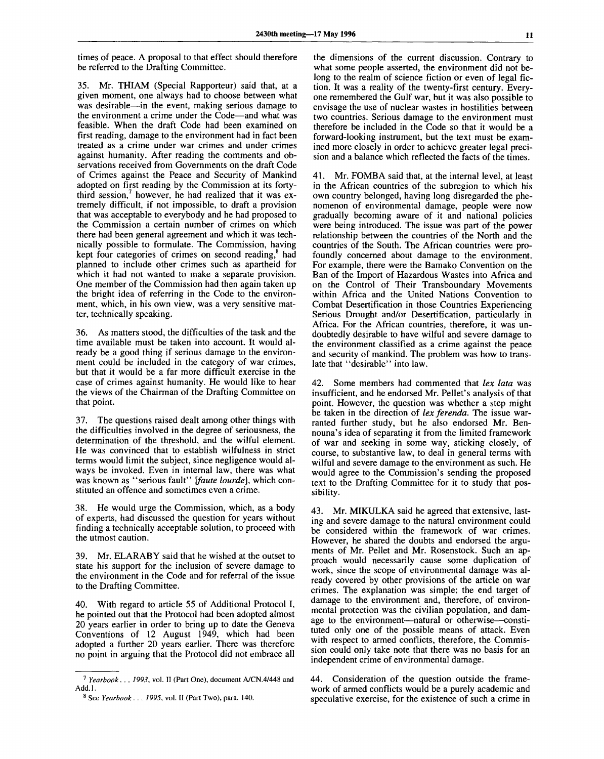times of peace. A proposal to that effect should therefore be referred to the Drafting Committee.

35. Mr. THIAM (Special Rapporteur) said that, at a given moment, one always had to choose between what was desirable—in the event, making serious damage to the environment a crime under the Code—and what was feasible. When the draft Code had been examined on first reading, damage to the environment had in fact been treated as a crime under war crimes and under crimes against humanity. After reading the comments and observations received from Governments on the draft Code of Crimes against the Peace and Security of Mankind adopted on first reading by the Commission at its forty-third session,[7] however, he had realized that it was extremely difficult, if not impossible, to draft a provision that was acceptable to everybody and he had proposed to the Commission a certain number of crimes on which there had been general agreement and which it was technically possible to formulate. The Commission, having kept four categories of crimes on second reading,[8] had planned to include other crimes such as apartheid for which it had not wanted to make a separate provision. One member of the Commission had then again taken up the bright idea of referring in the Code to the environment, which, in his own view, was a very sensitive matter, technically speaking.

36. As matters stood, the difficulties of the task and the time available must be taken into account. It would already be a good thing if serious damage to the environment could be included in the category of war crimes, but that it would be a far more difficult exercise in the case of crimes against humanity. He would like to hear the views of the Chairman of the Drafting Committee on that point.

37. The questions raised dealt among other things with the difficulties involved in the degree of seriousness, the determination of the threshold, and the wilful element. He was convinced that to establish wilfulness in strict terms would limit the subject, since negligence would always be invoked. Even in internal law, there was what was known as "serious fault" [*faute lourde*], which constituted an offence and sometimes even a crime.

38. He would urge the Commission, which, as a body of experts, had discussed the question for years without finding a technically acceptable solution, to proceed with the utmost caution.

39. Mr. ELARABY said that he wished at the outset to state his support for the inclusion of severe damage to the environment in the Code and for referral of the issue to the Drafting Committee.

40. With regard to article 55 of Additional Protocol I, he pointed out that the Protocol had been adopted almost 20 years earlier in order to bring up to date the Geneva Conventions of 12 August 1949, which had been adopted a further 20 years earlier. There was therefore no point in arguing that the Protocol did not embrace all the dimensions of the current discussion. Contrary to what some people asserted, the environment did not belong to the realm of science fiction or even of legal fiction. It was a reality of the twenty-first century. Everyone remembered the Gulf war, but it was also possible to envisage the use of nuclear wastes in hostilities between two countries. Serious damage to the environment must therefore be included in the Code so that it would be a forward-looking instrument, but the text must be examined more closely in order to achieve greater legal precision and a balance which reflected the facts of the times.

41. Mr. FOMBA said that, at the internal level, at least in the African countries of the subregion to which his own country belonged, having long disregarded the phenomenon of environmental damage, people were now gradually becoming aware of it and national policies were being introduced. The issue was part of the power relationship between the countries of the North and the countries of the South. The African countries were profoundly concerned about damage to the environment. For example, there were the Bamako Convention on the Ban of the Import of Hazardous Wastes into Africa and on the Control of Their Transboundary Movements within Africa and the United Nations Convention to Combat Desertification in those Countries Experiencing Serious Drought and/or Desertification, particularly in Africa. For the African countries, therefore, it was undoubtedly desirable to have wilful and severe damage to the environment classified as a crime against the peace and security of mankind. The problem was how to translate that "desirable" into law.

42. Some members had commented that *lex lata* was insufficient, and he endorsed Mr. Pellet's analysis of that point. However, the question was whether a step might be taken in the direction of *lex ferenda*. The issue warranted further study, but he also endorsed Mr. Bennouna's idea of separating it from the limited framework of war and seeking in some way, sticking closely, of course, to substantive law, to deal in general terms with wilful and severe damage to the environment as such. He would agree to the Commission's sending the proposed text to the Drafting Committee for it to study that possibility.

43. Mr. MIKULKA said he agreed that extensive, lasting and severe damage to the natural environment could be considered within the framework of war crimes. However, he shared the doubts and endorsed the arguments of Mr. Pellet and Mr. Rosenstock. Such an approach would necessarily cause some duplication of work, since the scope of environmental damage was already covered by other provisions of the article on war crimes. The explanation was simple: the end target of damage to the environment and, therefore, of environmental protection was the civilian population, and damage to the environment—natural or otherwise—constituted only one of the possible means of attack. Even with respect to armed conflicts, therefore, the Commission could only take note that there was no basis for an independent crime of environmental damage.

44. Consideration of the question outside the framework of armed conflicts would be a purely academic and speculative exercise, for the existence of such a crime in

---

[7] *Yearbook . . . 1993*, vol. II (Part One), document A/CN.4/448 and Add.1.

[8] See *Yearbook . . . 1995*, vol. II (Part Two), para. 140.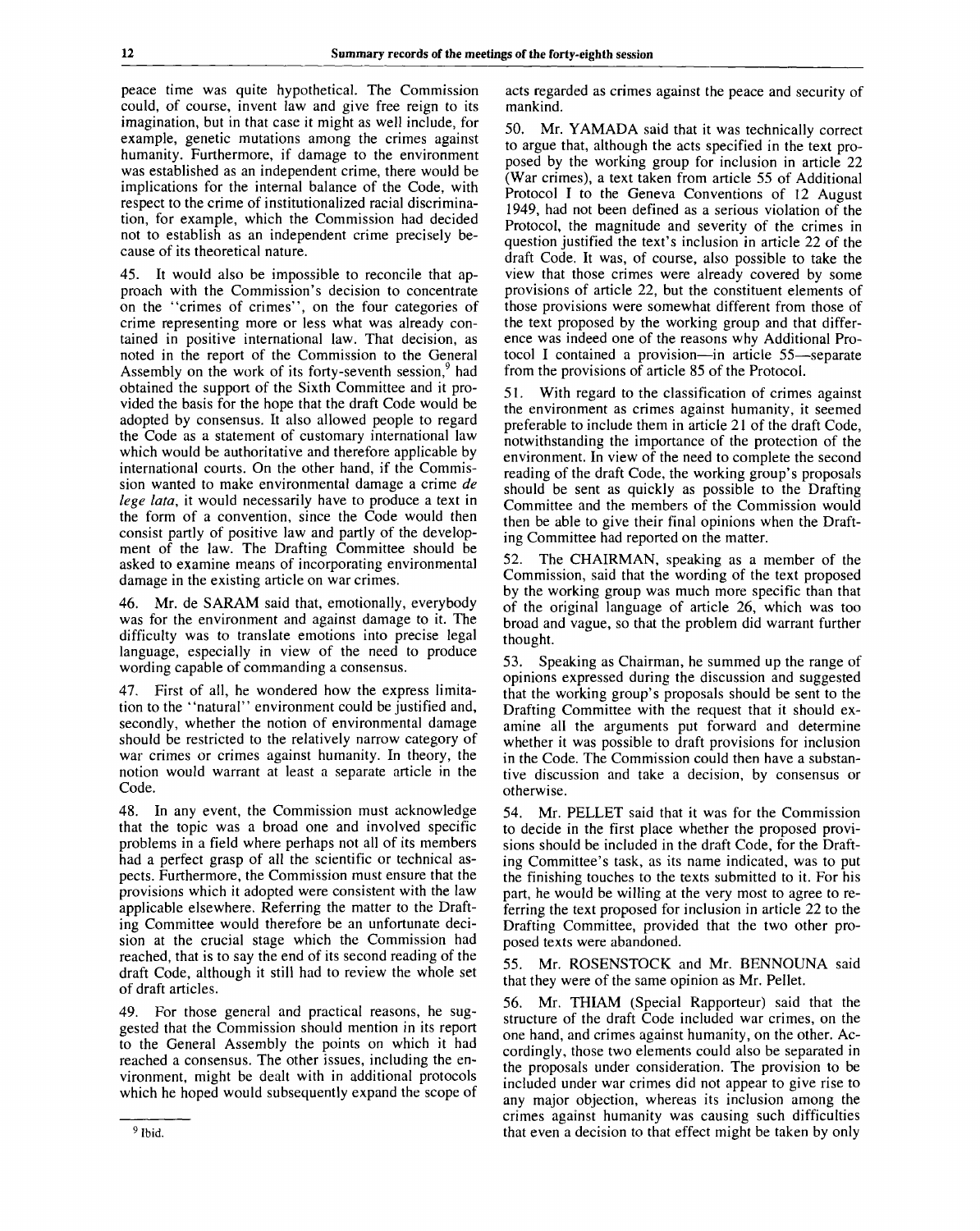peace time was quite hypothetical. The Commission could, of course, invent law and give free reign to its imagination, but in that case it might as well include, for example, genetic mutations among the crimes against humanity. Furthermore, if damage to the environment was established as an independent crime, there would be implications for the internal balance of the Code, with respect to the crime of institutionalized racial discrimination, for example, which the Commission had decided not to establish as an independent crime precisely because of its theoretical nature.

45. It would also be impossible to reconcile that approach with the Commission's decision to concentrate on the "crimes of crimes", on the four categories of crime representing more or less what was already contained in positive international law. That decision, as noted in the report of the Commission to the General Assembly on the work of its forty-seventh session,[9] had obtained the support of the Sixth Committee and it provided the basis for the hope that the draft Code would be adopted by consensus. It also allowed people to regard the Code as a statement of customary international law which would be authoritative and therefore applicable by international courts. On the other hand, if the Commission wanted to make environmental damage a crime *de lege lata*, it would necessarily have to produce a text in the form of a convention, since the Code would then consist partly of positive law and partly of the development of the law. The Drafting Committee should be asked to examine means of incorporating environmental damage in the existing article on war crimes.

46. Mr. de SARAM said that, emotionally, everybody was for the environment and against damage to it. The difficulty was to translate emotions into precise legal language, especially in view of the need to produce wording capable of commanding a consensus.

47. First of all, he wondered how the express limitation to the "natural" environment could be justified and, secondly, whether the notion of environmental damage should be restricted to the relatively narrow category of war crimes or crimes against humanity. In theory, the notion would warrant at least a separate article in the Code.

48. In any event, the Commission must acknowledge that the topic was a broad one and involved specific problems in a field where perhaps not all of its members had a perfect grasp of all the scientific or technical aspects. Furthermore, the Commission must ensure that the provisions which it adopted were consistent with the law applicable elsewhere. Referring the matter to the Drafting Committee would therefore be an unfortunate decision at the crucial stage which the Commission had reached, that is to say the end of its second reading of the draft Code, although it still had to review the whole set of draft articles.

49. For those general and practical reasons, he suggested that the Commission should mention in its report to the General Assembly the points on which it had reached a consensus. The other issues, including the environment, might be dealt with in additional protocols which he hoped would subsequently expand the scope of acts regarded as crimes against the peace and security of mankind.

50. Mr. YAMADA said that it was technically correct to argue that, although the acts specified in the text proposed by the working group for inclusion in article 22 (War crimes), a text taken from article 55 of Additional Protocol I to the Geneva Conventions of 12 August 1949, had not been defined as a serious violation of the Protocol, the magnitude and severity of the crimes in question justified the text's inclusion in article 22 of the draft Code. It was, of course, also possible to take the view that those crimes were already covered by some provisions of article 22, but the constituent elements of those provisions were somewhat different from those of the text proposed by the working group and that difference was indeed one of the reasons why Additional Protocol I contained a provision—in article 55—separate from the provisions of article 85 of the Protocol.

51. With regard to the classification of crimes against the environment as crimes against humanity, it seemed preferable to include them in article 21 of the draft Code, notwithstanding the importance of the protection of the environment. In view of the need to complete the second reading of the draft Code, the working group's proposals should be sent as quickly as possible to the Drafting Committee and the members of the Commission would then be able to give their final opinions when the Drafting Committee had reported on the matter.

52. The CHAIRMAN, speaking as a member of the Commission, said that the wording of the text proposed by the working group was much more specific than that of the original language of article 26, which was too broad and vague, so that the problem did warrant further thought.

53. Speaking as Chairman, he summed up the range of opinions expressed during the discussion and suggested that the working group's proposals should be sent to the Drafting Committee with the request that it should examine all the arguments put forward and determine whether it was possible to draft provisions for inclusion in the Code. The Commission could then have a substantive discussion and take a decision, by consensus or otherwise.

54. Mr. PELLET said that it was for the Commission to decide in the first place whether the proposed provisions should be included in the draft Code, for the Drafting Committee's task, as its name indicated, was to put the finishing touches to the texts submitted to it. For his part, he would be willing at the very most to agree to referring the text proposed for inclusion in article 22 to the Drafting Committee, provided that the two other proposed texts were abandoned.

55. Mr. ROSENSTOCK and Mr. BENNOUNA said that they were of the same opinion as Mr. Pellet.

56. Mr. THIAM (Special Rapporteur) said that the structure of the draft Code included war crimes, on the one hand, and crimes against humanity, on the other. Accordingly, those two elements could also be separated in the proposals under consideration. The provision to be included under war crimes did not appear to give rise to any major objection, whereas its inclusion among the crimes against humanity was causing such difficulties that even a decision to that effect might be taken by only

---

[9] Ibid.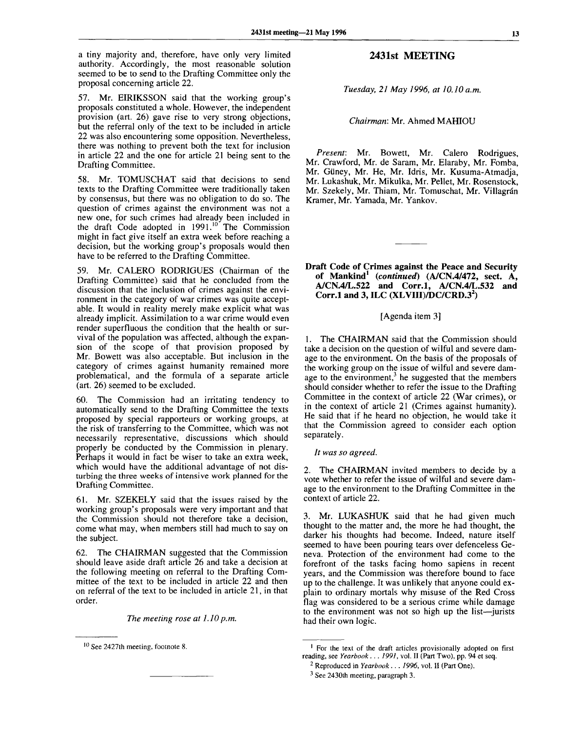a tiny majority and, therefore, have only very limited authority. Accordingly, the most reasonable solution seemed to be to send to the Drafting Committee only the proposal concerning article 22.

57. Mr. EIRIKSSON said that the working group's proposals constituted a whole. However, the independent provision (art. 26) gave rise to very strong objections, but the referral only of the text to be included in article 22 was also encountering some opposition. Nevertheless, there was nothing to prevent both the text for inclusion in article 22 and the one for article 21 being sent to the Drafting Committee.

58. Mr. TOMUSCHAT said that decisions to send texts to the Drafting Committee were traditionally taken by consensus, but there was no obligation to do so. The question of crimes against the environment was not a new one, for such crimes had already been included in the draft Code adopted in 1991.[10] The Commission might in fact give itself an extra week before reaching a decision, but the working group's proposals would then have to be referred to the Drafting Committee.

59. Mr. CALERO RODRIGUES (Chairman of the Drafting Committee) said that he concluded from the discussion that the inclusion of crimes against the environment in the category of war crimes was quite acceptable. It would in reality merely make explicit what was already implicit. Assimilation to a war crime would even render superfluous the condition that the health or survival of the population was affected, although the expansion of the scope of that provision proposed by Mr. Bowett was also acceptable. But inclusion in the category of crimes against humanity remained more problematical, and the formula of a separate article (art. 26) seemed to be excluded.

60. The Commission had an irritating tendency to automatically send to the Drafting Committee the texts proposed by special rapporteurs or working groups, at the risk of transferring to the Committee, which was not necessarily representative, discussions which should properly be conducted by the Commission in plenary. Perhaps it would in fact be wiser to take an extra week, which would have the additional advantage of not disturbing the three weeks of intensive work planned for the Drafting Committee.

61. Mr. SZEKELY said that the issues raised by the working group's proposals were very important and that the Commission should not therefore take a decision, come what may, when members still had much to say on the subject.

62. The CHAIRMAN suggested that the Commission should leave aside draft article 26 and take a decision at the following meeting on referral to the Drafting Committee of the text to be included in article 22 and then on referral of the text to be included in article 21, in that order.

*The meeting rose at 1.10 p.m.*

[10] See 2427th meeting, footnote 8.

## 2431st MEETING

*Tuesday, 21 May 1996, at 10.10 a.m.*

*Chairman*: Mr. Ahmed MAHIOU

*Present*: Mr. Bowett, Mr. Calero Rodrigues, Mr. Crawford, Mr. de Saram, Mr. Elaraby, Mr. Fomba, Mr. Güney, Mr. He, Mr. Idris, Mr. Kusuma-Atmadja, Mr. Lukashuk, Mr. Mikulka, Mr. Pellet, Mr. Rosenstock, Mr. Szekely, Mr. Thiam, Mr. Tomuschat, Mr. Villagrán Kramer, Mr. Yamada, Mr. Yankov.

### Draft Code of Crimes against the Peace and Security of Mankind[1] (*continued*) (A/CN.4/472, sect. A, A/CN.4/L.522 and Corr.1, A/CN.4/L.532 and Corr.1 and 3, ILC (XLVIII)/DC/CRD.3[2])

[Agenda item 3]

1. The CHAIRMAN said that the Commission should take a decision on the question of wilful and severe damage to the environment. On the basis of the proposals of the working group on the issue of wilful and severe damage to the environment,[3] he suggested that the members should consider whether to refer the issue to the Drafting Committee in the context of article 22 (War crimes), or in the context of article 21 (Crimes against humanity). He said that if he heard no objection, he would take it that the Commission agreed to consider each option separately.

*It was so agreed.*

2. The CHAIRMAN invited members to decide by a vote whether to refer the issue of wilful and severe damage to the environment to the Drafting Committee in the context of article 22.

3. Mr. LUKASHUK said that he had given much thought to the matter and, the more he had thought, the darker his thoughts had become. Indeed, nature itself seemed to have been pouring tears over defenceless Geneva. Protection of the environment had come to the forefront of the tasks facing homo sapiens in recent years, and the Commission was therefore bound to face up to the challenge. It was unlikely that anyone could explain to ordinary mortals why misuse of the Red Cross flag was considered to be a serious crime while damage to the environment was not so high up the list—jurists had their own logic.

[1] For the text of the draft articles provisionally adopted on first reading, see *Yearbook . . . 1991*, vol. II (Part Two), pp. 94 et seq.

[2] Reproduced in *Yearbook . . . 1996*, vol. II (Part One).

[3] See 2430th meeting, paragraph 3.